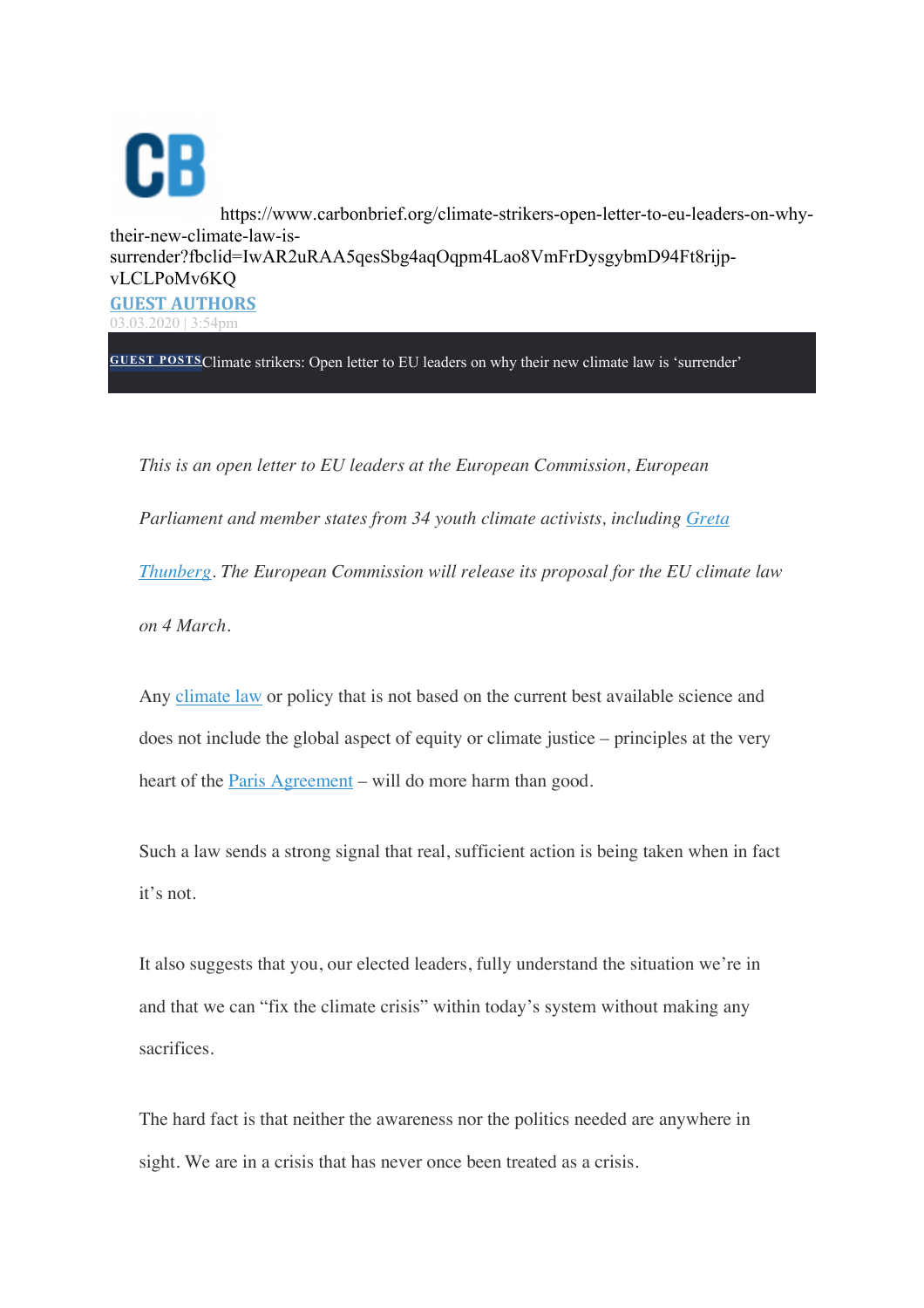CB https://www.carbonbrief.org/climate-strikers-open-letter-to-eu-leaders-on-why-their-new-climate-law-is-surrender?fbclid=IwAR2uRAA5qesSbg4aqOqpm4Lao8VmFrDysgybmD94Ft8rijp-vLCLPoMv6KQ

**GUEST AUTHORS**

03.03.2020 | 3:54pm

**GUEST POSTS** Climate strikers: Open letter to EU leaders on why their new climate law is 'surrender'

*This is an open letter to EU leaders at the European Commission, European Parliament and member states from 34 youth climate activists, including Greta Thunberg. The European Commission will release its proposal for the EU climate law on 4 March.*

Any climate law or policy that is not based on the current best available science and does not include the global aspect of equity or climate justice – principles at the very heart of the Paris Agreement – will do more harm than good.

Such a law sends a strong signal that real, sufficient action is being taken when in fact it's not.

It also suggests that you, our elected leaders, fully understand the situation we're in and that we can "fix the climate crisis" within today's system without making any sacrifices.

The hard fact is that neither the awareness nor the politics needed are anywhere in sight. We are in a crisis that has never once been treated as a crisis.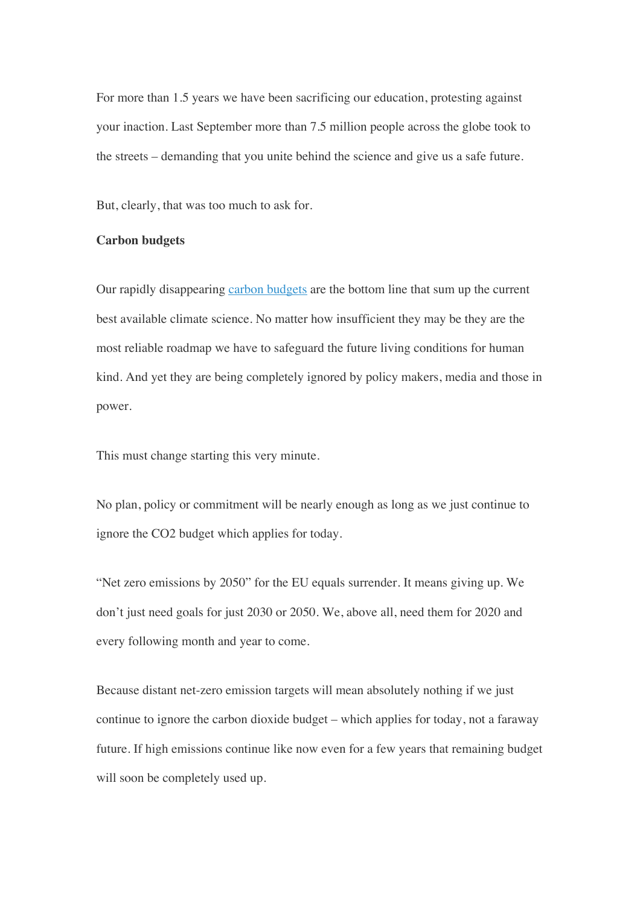For more than 1.5 years we have been sacrificing our education, protesting against your inaction. Last September more than 7.5 million people across the globe took to the streets – demanding that you unite behind the science and give us a safe future.

But, clearly, that was too much to ask for.

**Carbon budgets**

Our rapidly disappearing carbon budgets are the bottom line that sum up the current best available climate science. No matter how insufficient they may be they are the most reliable roadmap we have to safeguard the future living conditions for human kind. And yet they are being completely ignored by policy makers, media and those in power.

This must change starting this very minute.

No plan, policy or commitment will be nearly enough as long as we just continue to ignore the CO2 budget which applies for today.

"Net zero emissions by 2050" for the EU equals surrender. It means giving up. We don't just need goals for just 2030 or 2050. We, above all, need them for 2020 and every following month and year to come.

Because distant net-zero emission targets will mean absolutely nothing if we just continue to ignore the carbon dioxide budget – which applies for today, not a faraway future. If high emissions continue like now even for a few years that remaining budget will soon be completely used up.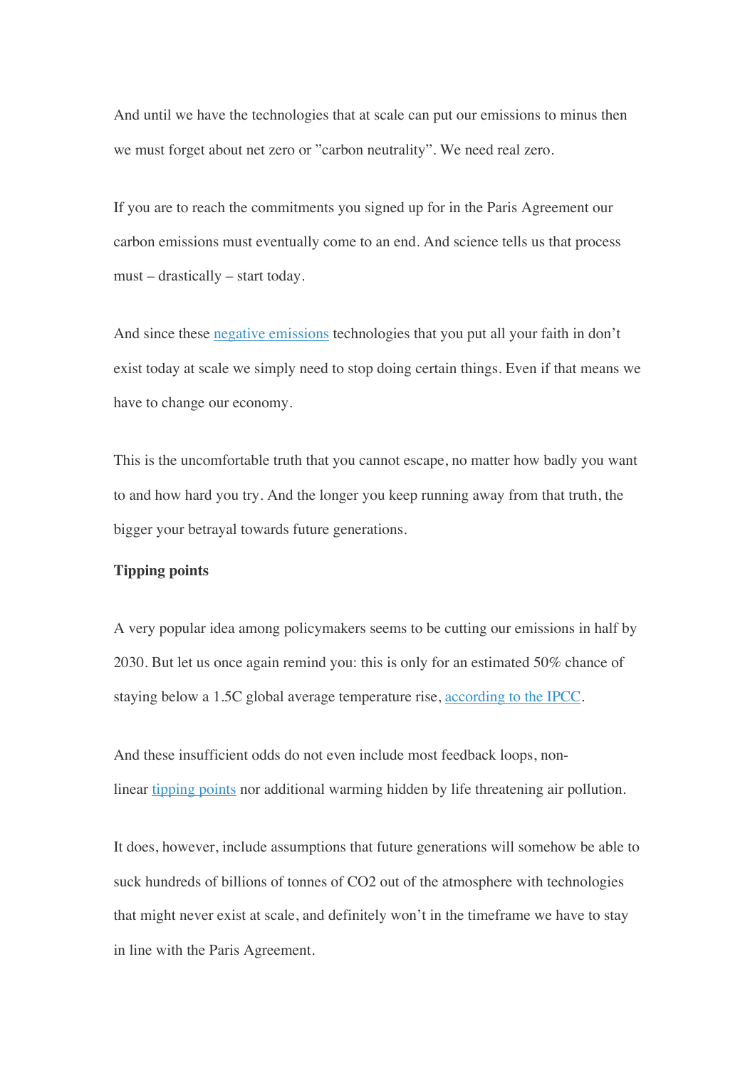And until we have the technologies that at scale can put our emissions to minus then we must forget about net zero or ”carbon neutrality”. We need real zero.

If you are to reach the commitments you signed up for in the Paris Agreement our carbon emissions must eventually come to an end. And science tells us that process must – drastically – start today.

And since these [negative emissions] technologies that you put all your faith in don't exist today at scale we simply need to stop doing certain things. Even if that means we have to change our economy.

This is the uncomfortable truth that you cannot escape, no matter how badly you want to and how hard you try. And the longer you keep running away from that truth, the bigger your betrayal towards future generations.

**Tipping points**

A very popular idea among policymakers seems to be cutting our emissions in half by 2030. But let us once again remind you: this is only for an estimated 50% chance of staying below a 1.5C global average temperature rise, [according to the IPCC].

And these insufficient odds do not even include most feedback loops, non-linear [tipping points] nor additional warming hidden by life threatening air pollution.

It does, however, include assumptions that future generations will somehow be able to suck hundreds of billions of tonnes of $CO_2$ out of the atmosphere with technologies that might never exist at scale, and definitely won't in the timeframe we have to stay in line with the Paris Agreement.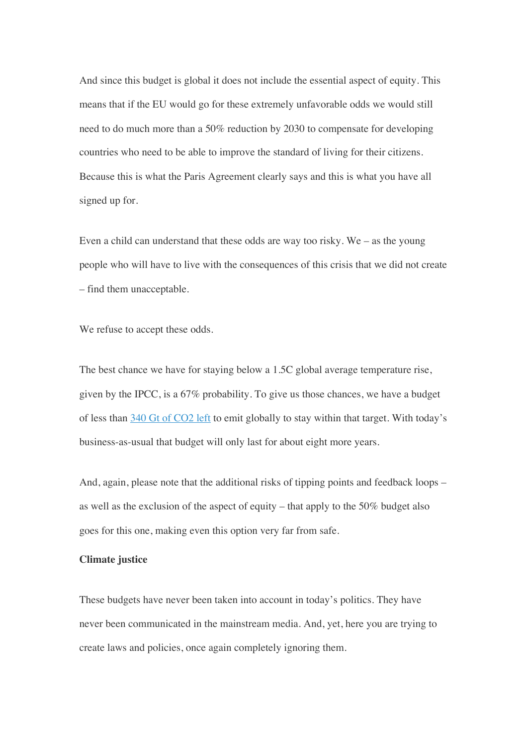And since this budget is global it does not include the essential aspect of equity. This means that if the EU would go for these extremely unfavorable odds we would still need to do much more than a 50% reduction by 2030 to compensate for developing countries who need to be able to improve the standard of living for their citizens. Because this is what the Paris Agreement clearly says and this is what you have all signed up for.

Even a child can understand that these odds are way too risky. We – as the young people who will have to live with the consequences of this crisis that we did not create – find them unacceptable.

We refuse to accept these odds.

The best chance we have for staying below a 1.5C global average temperature rise, given by the IPCC, is a 67% probability. To give us those chances, we have a budget of less than [340 Gt of CO2 left] to emit globally to stay within that target. With today's business-as-usual that budget will only last for about eight more years.

And, again, please note that the additional risks of tipping points and feedback loops – as well as the exclusion of the aspect of equity – that apply to the 50% budget also goes for this one, making even this option very far from safe.

**Climate justice**

These budgets have never been taken into account in today's politics. They have never been communicated in the mainstream media. And, yet, here you are trying to create laws and policies, once again completely ignoring them.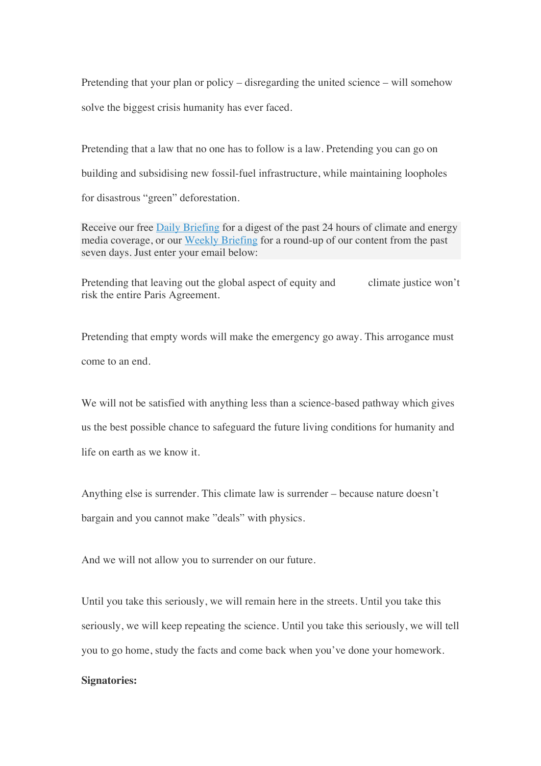Pretending that your plan or policy – disregarding the united science – will somehow solve the biggest crisis humanity has ever faced.

Pretending that a law that no one has to follow is a law. Pretending you can go on building and subsidising new fossil-fuel infrastructure, while maintaining loopholes for disastrous "green" deforestation.

Receive our free Daily Briefing for a digest of the past 24 hours of climate and energy media coverage, or our Weekly Briefing for a round-up of our content from the past seven days. Just enter your email below:

Pretending that leaving out the global aspect of equity and climate justice won't risk the entire Paris Agreement.

Pretending that empty words will make the emergency go away. This arrogance must come to an end.

We will not be satisfied with anything less than a science-based pathway which gives us the best possible chance to safeguard the future living conditions for humanity and life on earth as we know it.

Anything else is surrender. This climate law is surrender – because nature doesn't bargain and you cannot make "deals" with physics.

And we will not allow you to surrender on our future.

Until you take this seriously, we will remain here in the streets. Until you take this seriously, we will keep repeating the science. Until you take this seriously, we will tell you to go home, study the facts and come back when you've done your homework.

**Signatories:**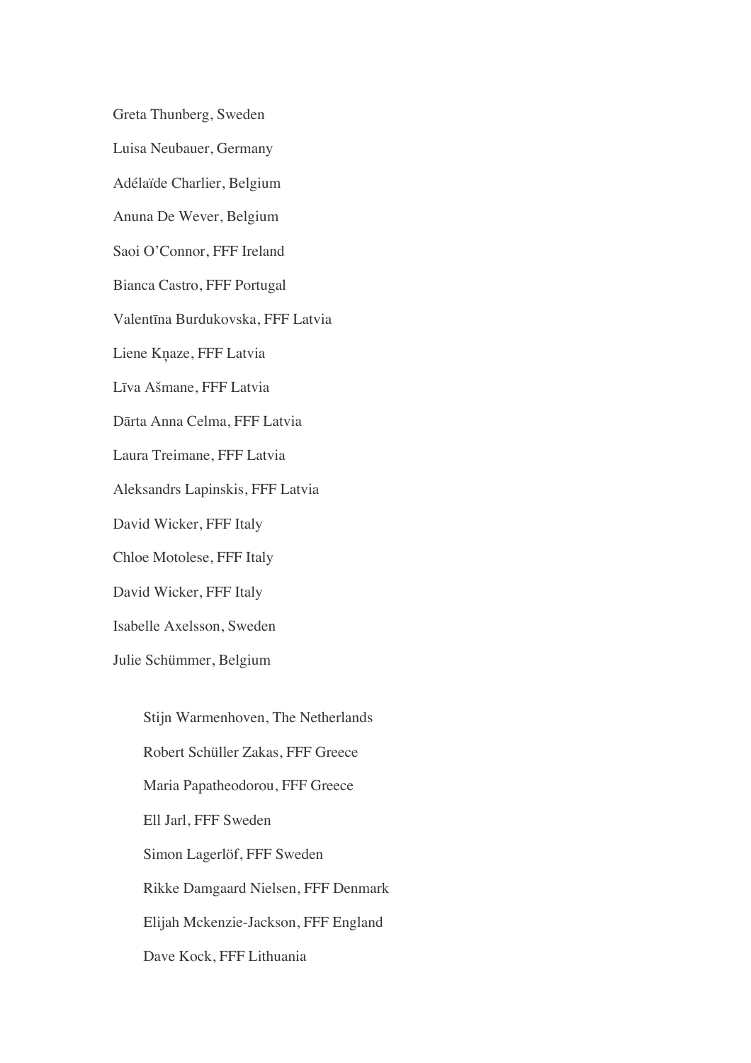Greta Thunberg, Sweden

Luisa Neubauer, Germany

Adélaïde Charlier, Belgium

Anuna De Wever, Belgium

Saoi O'Connor, FFF Ireland

Bianca Castro, FFF Portugal

Valentīna Burdukovska, FFF Latvia

Liene Kņaze, FFF Latvia

Līva Ašmane, FFF Latvia

Dārta Anna Celma, FFF Latvia

Laura Treimane, FFF Latvia

Aleksandrs Lapinskis, FFF Latvia

David Wicker, FFF Italy

Chloe Motolese, FFF Italy

David Wicker, FFF Italy

Isabelle Axelsson, Sweden

Julie Schümmer, Belgium

Stijn Warmenhoven, The Netherlands

Robert Schüller Zakas, FFF Greece

Maria Papatheodorou, FFF Greece

Ell Jarl, FFF Sweden

Simon Lagerlöf, FFF Sweden

Rikke Damgaard Nielsen, FFF Denmark

Elijah Mckenzie-Jackson, FFF England

Dave Kock, FFF Lithuania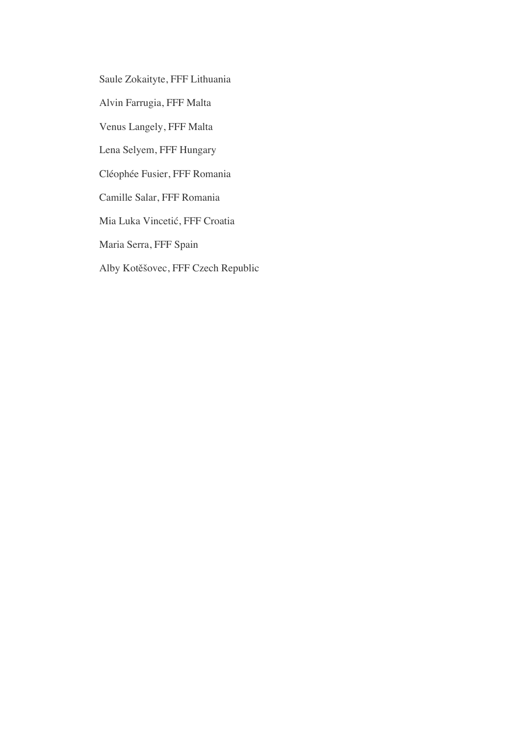Saule Zokaityte, FFF Lithuania

Alvin Farrugia, FFF Malta

Venus Langely, FFF Malta

Lena Selyem, FFF Hungary

Cléophée Fusier, FFF Romania

Camille Salar, FFF Romania

Mia Luka Vincetić, FFF Croatia

Maria Serra, FFF Spain

Alby Kotěšovec, FFF Czech Republic